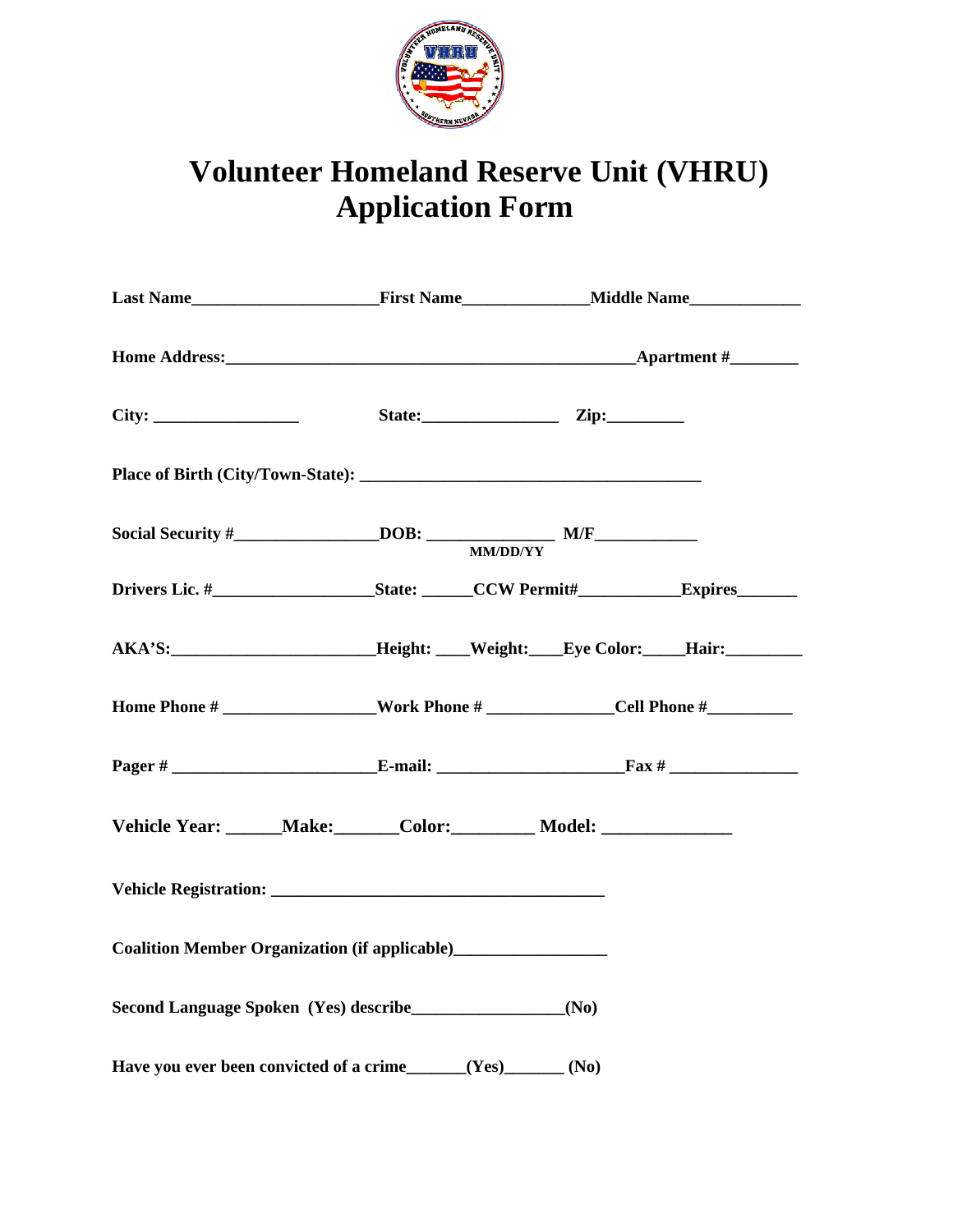# Volunteer Homeland Reserve Unit (VHRU) Application Form

**Last Name**_____________________**First Name**______________**Middle Name**_____________

**Home Address:**_______________________________________________**Apartment #**________

**City:** _________________ **State:**________________ **Zip:**_________

**Place of Birth (City/Town-State):** ________________________________________

**Social Security #**_________________**DOB:** _______________ **M/F**____________
**MM/DD/YY**

**Drivers Lic. #**__________________**State:** ______**CCW Permit#**___________**Expires**_______

**AKA'S:**_______________________**Height:** ____**Weight:**____**Eye Color:**_____**Hair:**_________

**Home Phone #** _________________**Work Phone #** ______________**Cell Phone #**__________

**Pager #** _______________________**E-mail:** _____________________**Fax #** _______________

**Vehicle Year:** ______**Make:**_______**Color:**_________ **Model:** ______________

**Vehicle Registration:** _______________________________________

**Coalition Member Organization (if applicable)**__________________

**Second Language Spoken (Yes) describe**_________________**(No)**

**Have you ever been convicted of a crime**_______**(Yes)**_______ **(No)**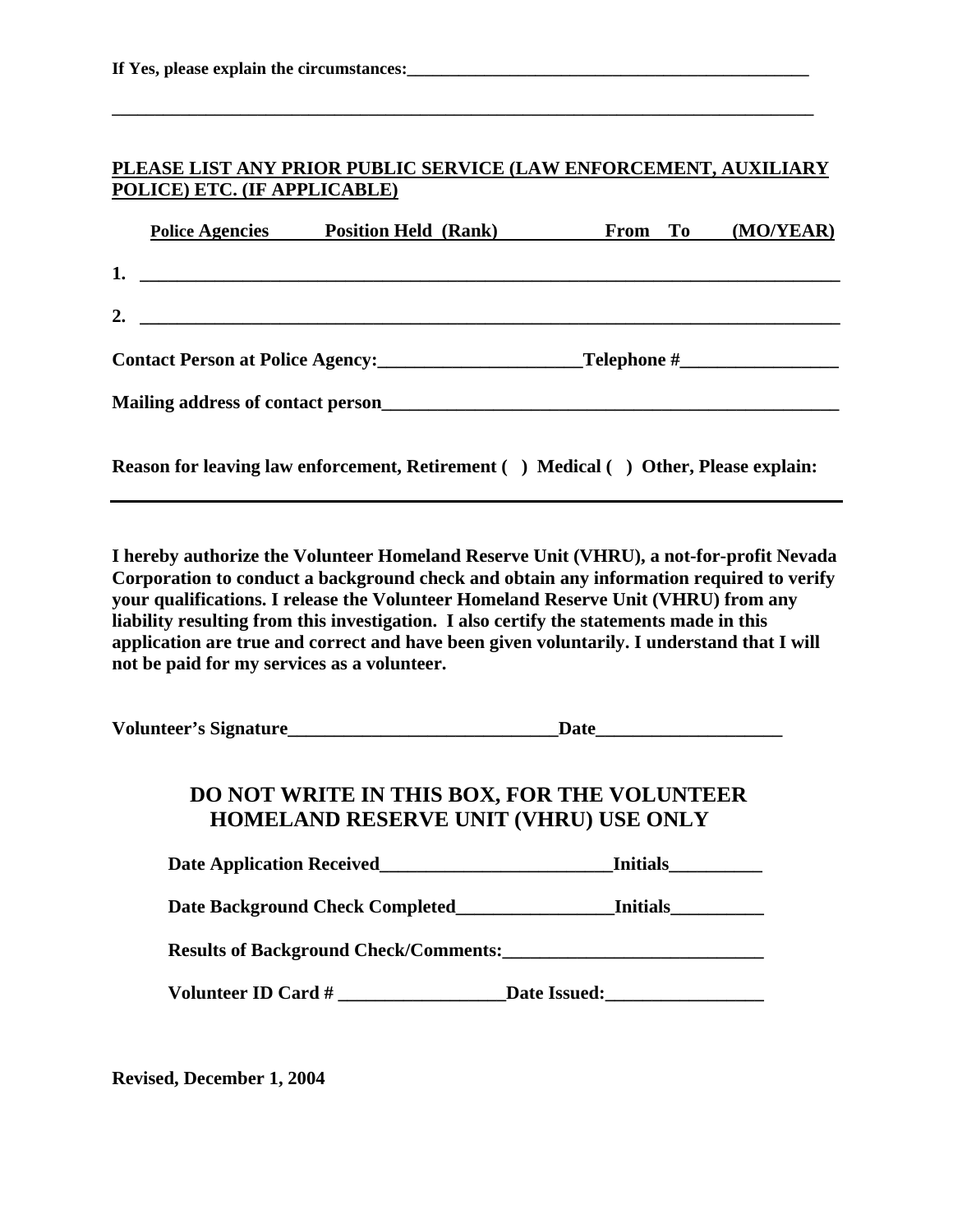**If Yes, please explain the circumstances:_______________________________________________**

**___________________________________________________________________________**

**PLEASE LIST ANY PRIOR PUBLIC SERVICE (LAW ENFORCEMENT, AUXILIARY POLICE) ETC. (IF APPLICABLE)**

| Police Agencies | Position Held (Rank) | From To (MO/YEAR) |
|---|---|---|
| 1. | | |
| 2. | | |

**Contact Person at Police Agency:______________________Telephone #_________________**

**Mailing address of contact person___________________________________________________**

**Reason for leaving law enforcement, Retirement ( ) Medical ( ) Other, Please explain:**

___________________________________________________________________________

**I hereby authorize the Volunteer Homeland Reserve Unit (VHRU), a not-for-profit Nevada Corporation to conduct a background check and obtain any information required to verify your qualifications. I release the Volunteer Homeland Reserve Unit (VHRU) from any liability resulting from this investigation. I also certify the statements made in this application are true and correct and have been given voluntarily. I understand that I will not be paid for my services as a volunteer.**

**Volunteer's Signature_____________________________Date____________________**

## DO NOT WRITE IN THIS BOX, FOR THE VOLUNTEER HOMELAND RESERVE UNIT (VHRU) USE ONLY

**Date Application Received_________________________Initials__________**

**Date Background Check Completed________________Initials__________**

**Results of Background Check/Comments:____________________________**

**Volunteer ID Card # __________________Date Issued:_________________**

**Revised, December 1, 2004**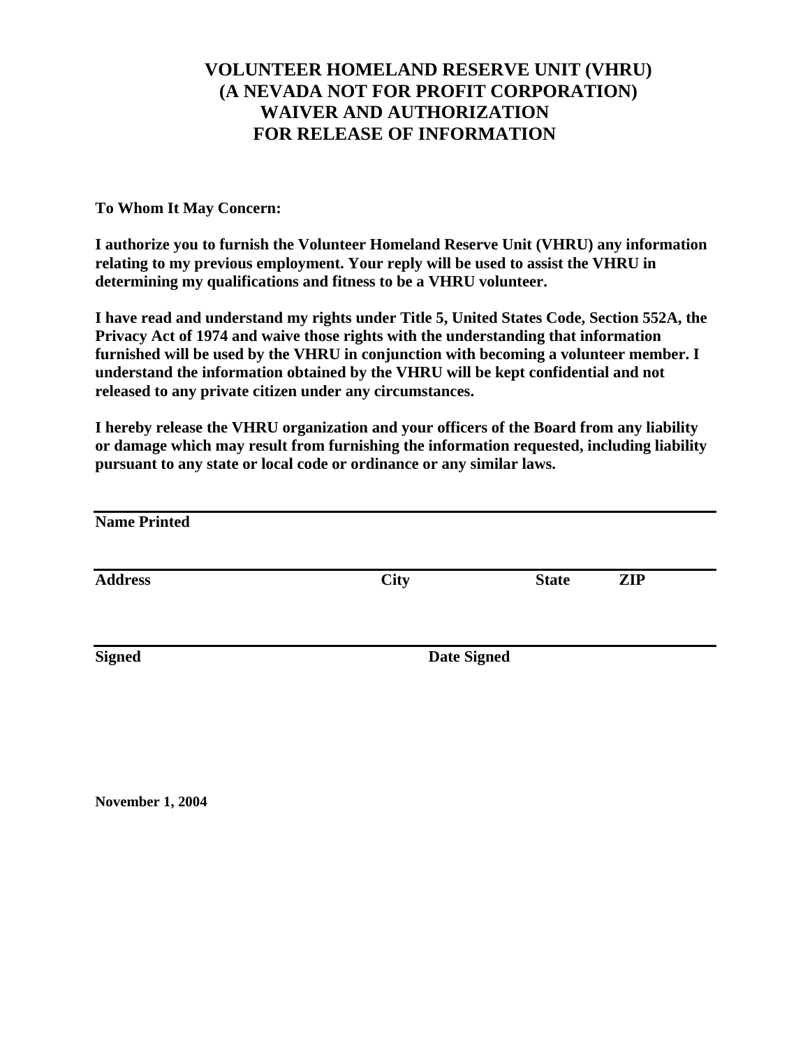# VOLUNTEER HOMELAND RESERVE UNIT (VHRU)
# (A NEVADA NOT FOR PROFIT CORPORATION)
## WAIVER AND AUTHORIZATION FOR RELEASE OF INFORMATION

**To Whom It May Concern:**

**I authorize you to furnish the Volunteer Homeland Reserve Unit (VHRU) any information relating to my previous employment. Your reply will be used to assist the VHRU in determining my qualifications and fitness to be a VHRU volunteer.**

**I have read and understand my rights under Title 5, United States Code, Section 552A, the Privacy Act of 1974 and waive those rights with the understanding that information furnished will be used by the VHRU in conjunction with becoming a volunteer member. I understand the information obtained by the VHRU will be kept confidential and not released to any private citizen under any circumstances.**

**I hereby release the VHRU organization and your officers of the Board from any liability or damage which may result from furnishing the information requested, including liability pursuant to any state or local code or ordinance or any similar laws.**

---

**Name Printed**

---

**Address** **City** **State** **ZIP**

---

**Signed** **Date Signed**

**November 1, 2004**